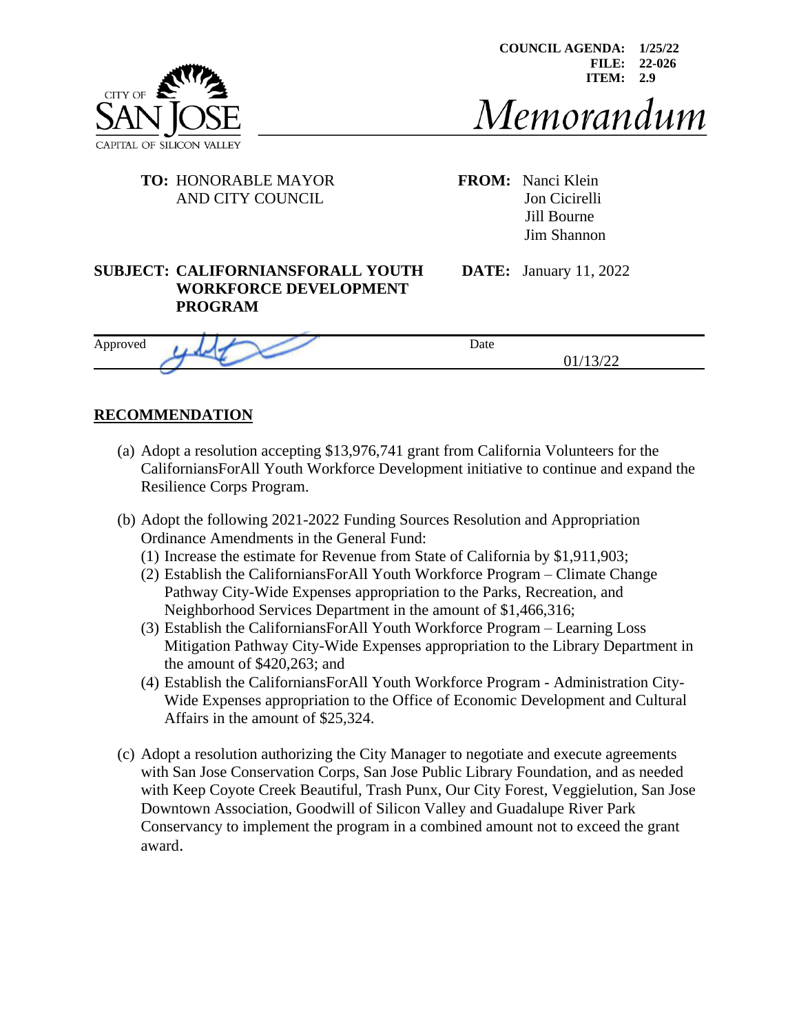COUNCIL AGENDA: 1/25/22
FILE: 22-026
ITEM: 2.9

CITY OF SAN JOSE
CAPITAL OF SILICON VALLEY

# Memorandum

**TO:** HONORABLE MAYOR AND CITY COUNCIL

**FROM:** Nanci Klein
Jon Cicirelli
Jill Bourne
Jim Shannon

**SUBJECT: CALIFORNIANSFORALL YOUTH WORKFORCE DEVELOPMENT PROGRAM**

**DATE:** January 11, 2022

Approved

Date 01/13/22

## RECOMMENDATION

(a) Adopt a resolution accepting $13,976,741 grant from California Volunteers for the CaliforniansForAll Youth Workforce Development initiative to continue and expand the Resilience Corps Program.

(b) Adopt the following 2021-2022 Funding Sources Resolution and Appropriation Ordinance Amendments in the General Fund:
   (1) Increase the estimate for Revenue from State of California by $1,911,903;
   (2) Establish the CaliforniansForAll Youth Workforce Program – Climate Change Pathway City-Wide Expenses appropriation to the Parks, Recreation, and Neighborhood Services Department in the amount of $1,466,316;
   (3) Establish the CaliforniansForAll Youth Workforce Program – Learning Loss Mitigation Pathway City-Wide Expenses appropriation to the Library Department in the amount of $420,263; and
   (4) Establish the CaliforniansForAll Youth Workforce Program - Administration City-Wide Expenses appropriation to the Office of Economic Development and Cultural Affairs in the amount of $25,324.

(c) Adopt a resolution authorizing the City Manager to negotiate and execute agreements with San Jose Conservation Corps, San Jose Public Library Foundation, and as needed with Keep Coyote Creek Beautiful, Trash Punx, Our City Forest, Veggielution, San Jose Downtown Association, Goodwill of Silicon Valley and Guadalupe River Park Conservancy to implement the program in a combined amount not to exceed the grant award.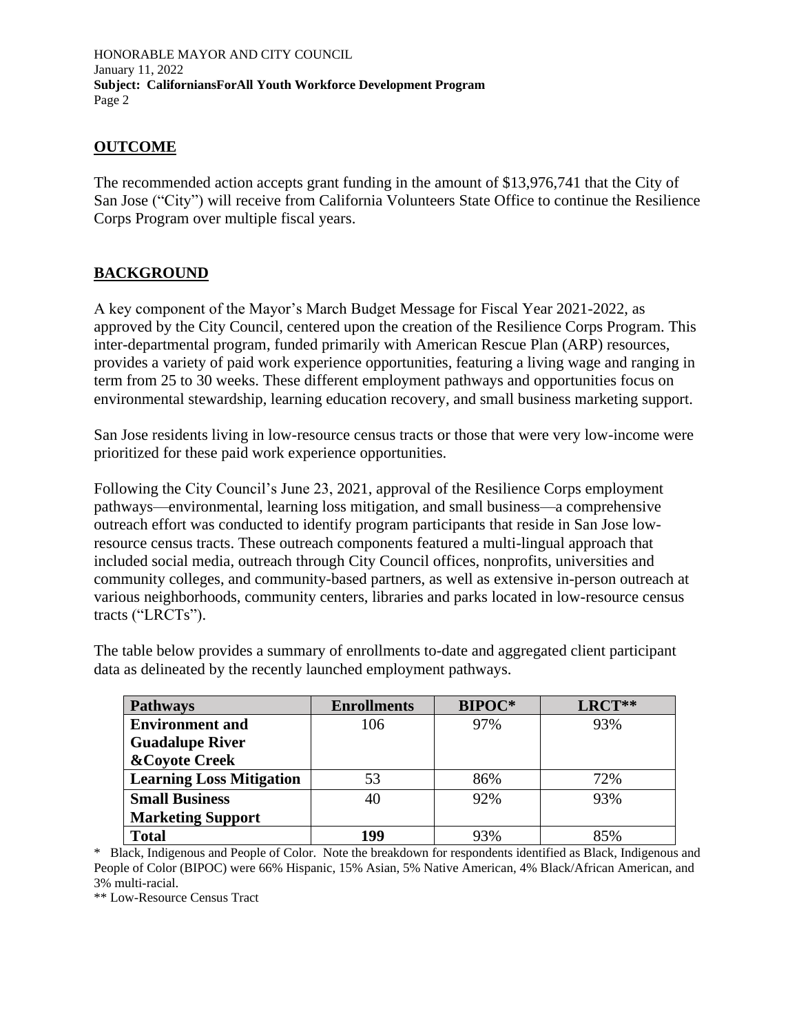## OUTCOME

The recommended action accepts grant funding in the amount of $13,976,741 that the City of San Jose ("City") will receive from California Volunteers State Office to continue the Resilience Corps Program over multiple fiscal years.

## BACKGROUND

A key component of the Mayor's March Budget Message for Fiscal Year 2021-2022, as approved by the City Council, centered upon the creation of the Resilience Corps Program. This inter-departmental program, funded primarily with American Rescue Plan (ARP) resources, provides a variety of paid work experience opportunities, featuring a living wage and ranging in term from 25 to 30 weeks. These different employment pathways and opportunities focus on environmental stewardship, learning education recovery, and small business marketing support.

San Jose residents living in low-resource census tracts or those that were very low-income were prioritized for these paid work experience opportunities.

Following the City Council's June 23, 2021, approval of the Resilience Corps employment pathways—environmental, learning loss mitigation, and small business—a comprehensive outreach effort was conducted to identify program participants that reside in San Jose low-resource census tracts. These outreach components featured a multi-lingual approach that included social media, outreach through City Council offices, nonprofits, universities and community colleges, and community-based partners, as well as extensive in-person outreach at various neighborhoods, community centers, libraries and parks located in low-resource census tracts ("LRCTs").

The table below provides a summary of enrollments to-date and aggregated client participant data as delineated by the recently launched employment pathways.

| Pathways | Enrollments | BIPOC* | LRCT** |
|---|---|---|---|
| **Environment and Guadalupe River &Coyote Creek** | 106 | 97% | 93% |
| **Learning Loss Mitigation** | 53 | 86% | 72% |
| **Small Business Marketing Support** | 40 | 92% | 93% |
| **Total** | **199** | 93% | 85% |

\* Black, Indigenous and People of Color. Note the breakdown for respondents identified as Black, Indigenous and People of Color (BIPOC) were 66% Hispanic, 15% Asian, 5% Native American, 4% Black/African American, and 3% multi-racial.

** Low-Resource Census Tract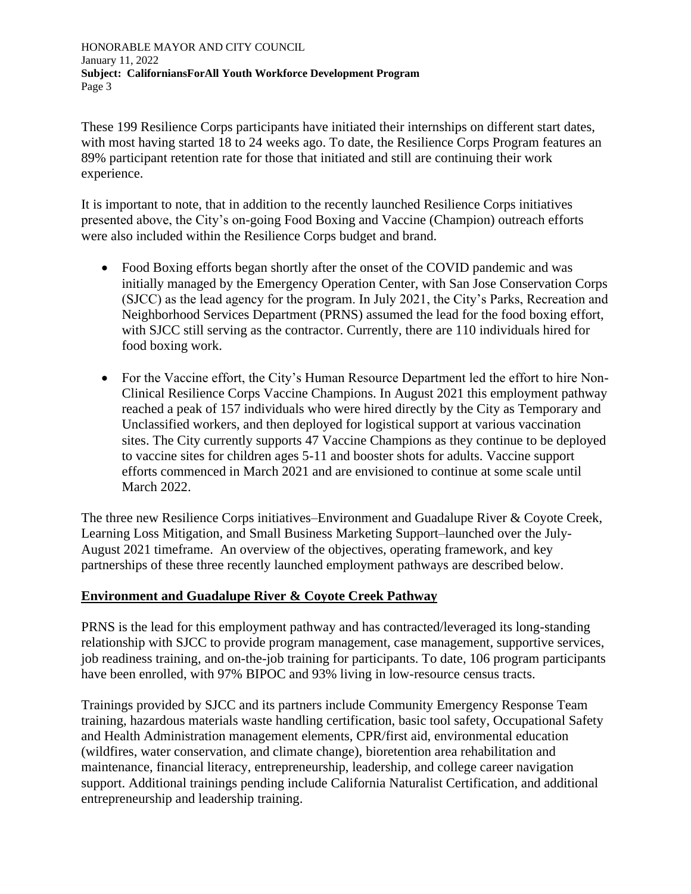These 199 Resilience Corps participants have initiated their internships on different start dates, with most having started 18 to 24 weeks ago. To date, the Resilience Corps Program features an 89% participant retention rate for those that initiated and still are continuing their work experience.

It is important to note, that in addition to the recently launched Resilience Corps initiatives presented above, the City's on-going Food Boxing and Vaccine (Champion) outreach efforts were also included within the Resilience Corps budget and brand.

- Food Boxing efforts began shortly after the onset of the COVID pandemic and was initially managed by the Emergency Operation Center, with San Jose Conservation Corps (SJCC) as the lead agency for the program. In July 2021, the City's Parks, Recreation and Neighborhood Services Department (PRNS) assumed the lead for the food boxing effort, with SJCC still serving as the contractor. Currently, there are 110 individuals hired for food boxing work.

- For the Vaccine effort, the City's Human Resource Department led the effort to hire Non-Clinical Resilience Corps Vaccine Champions. In August 2021 this employment pathway reached a peak of 157 individuals who were hired directly by the City as Temporary and Unclassified workers, and then deployed for logistical support at various vaccination sites. The City currently supports 47 Vaccine Champions as they continue to be deployed to vaccine sites for children ages 5-11 and booster shots for adults. Vaccine support efforts commenced in March 2021 and are envisioned to continue at some scale until March 2022.

The three new Resilience Corps initiatives–Environment and Guadalupe River & Coyote Creek, Learning Loss Mitigation, and Small Business Marketing Support–launched over the July-August 2021 timeframe. An overview of the objectives, operating framework, and key partnerships of these three recently launched employment pathways are described below.

## Environment and Guadalupe River & Coyote Creek Pathway

PRNS is the lead for this employment pathway and has contracted/leveraged its long-standing relationship with SJCC to provide program management, case management, supportive services, job readiness training, and on-the-job training for participants. To date, 106 program participants have been enrolled, with 97% BIPOC and 93% living in low-resource census tracts.

Trainings provided by SJCC and its partners include Community Emergency Response Team training, hazardous materials waste handling certification, basic tool safety, Occupational Safety and Health Administration management elements, CPR/first aid, environmental education (wildfires, water conservation, and climate change), bioretention area rehabilitation and maintenance, financial literacy, entrepreneurship, leadership, and college career navigation support. Additional trainings pending include California Naturalist Certification, and additional entrepreneurship and leadership training.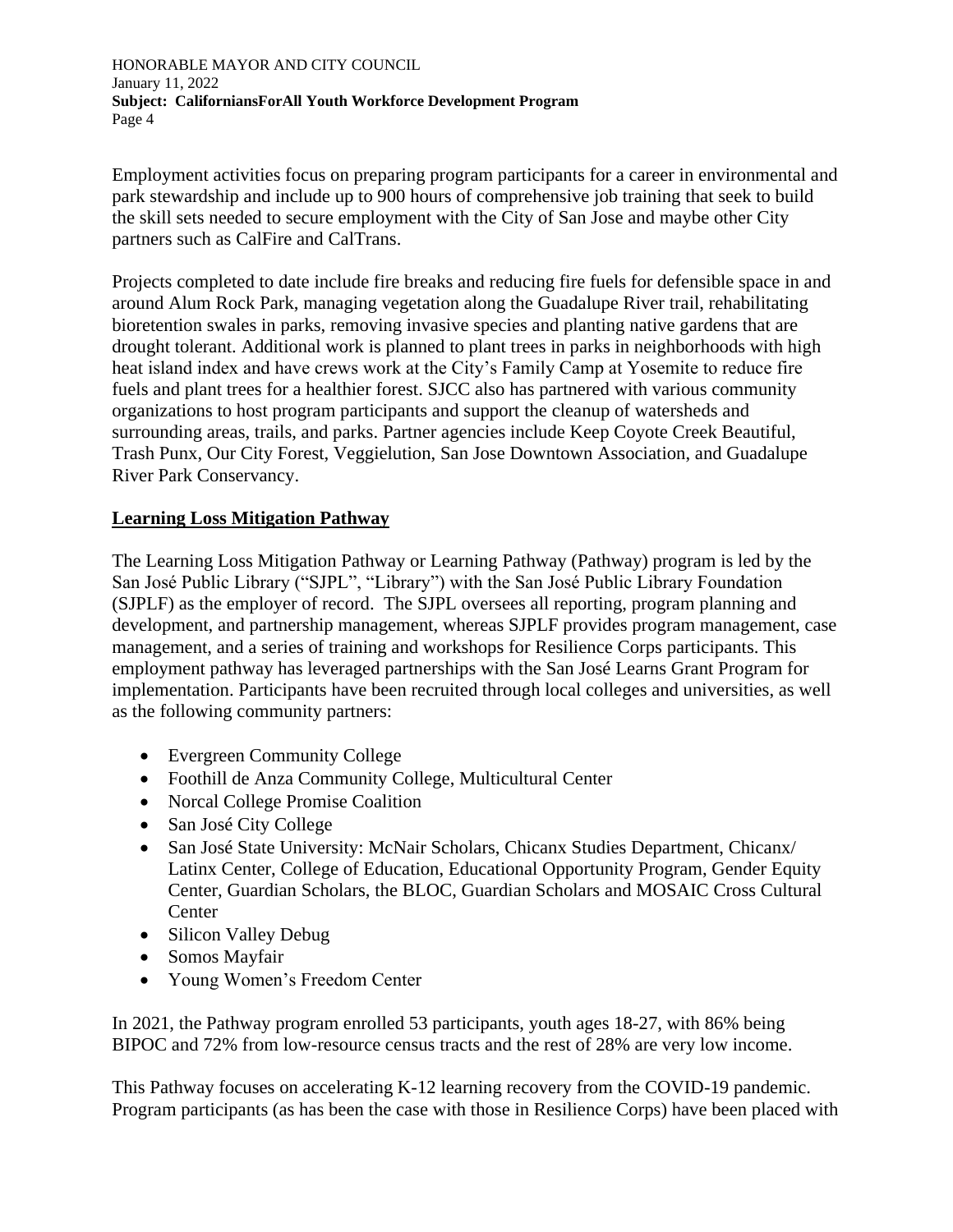Employment activities focus on preparing program participants for a career in environmental and park stewardship and include up to 900 hours of comprehensive job training that seek to build the skill sets needed to secure employment with the City of San Jose and maybe other City partners such as CalFire and CalTrans.

Projects completed to date include fire breaks and reducing fire fuels for defensible space in and around Alum Rock Park, managing vegetation along the Guadalupe River trail, rehabilitating bioretention swales in parks, removing invasive species and planting native gardens that are drought tolerant. Additional work is planned to plant trees in parks in neighborhoods with high heat island index and have crews work at the City's Family Camp at Yosemite to reduce fire fuels and plant trees for a healthier forest. SJCC also has partnered with various community organizations to host program participants and support the cleanup of watersheds and surrounding areas, trails, and parks. Partner agencies include Keep Coyote Creek Beautiful, Trash Punx, Our City Forest, Veggielution, San Jose Downtown Association, and Guadalupe River Park Conservancy.

## Learning Loss Mitigation Pathway

The Learning Loss Mitigation Pathway or Learning Pathway (Pathway) program is led by the San José Public Library ("SJPL", "Library") with the San José Public Library Foundation (SJPLF) as the employer of record. The SJPL oversees all reporting, program planning and development, and partnership management, whereas SJPLF provides program management, case management, and a series of training and workshops for Resilience Corps participants. This employment pathway has leveraged partnerships with the San José Learns Grant Program for implementation. Participants have been recruited through local colleges and universities, as well as the following community partners:

- Evergreen Community College
- Foothill de Anza Community College, Multicultural Center
- Norcal College Promise Coalition
- San José City College
- San José State University: McNair Scholars, Chicanx Studies Department, Chicanx/ Latinx Center, College of Education, Educational Opportunity Program, Gender Equity Center, Guardian Scholars, the BLOC, Guardian Scholars and MOSAIC Cross Cultural Center
- Silicon Valley Debug
- Somos Mayfair
- Young Women's Freedom Center

In 2021, the Pathway program enrolled 53 participants, youth ages 18-27, with 86% being BIPOC and 72% from low-resource census tracts and the rest of 28% are very low income.

This Pathway focuses on accelerating K-12 learning recovery from the COVID-19 pandemic. Program participants (as has been the case with those in Resilience Corps) have been placed with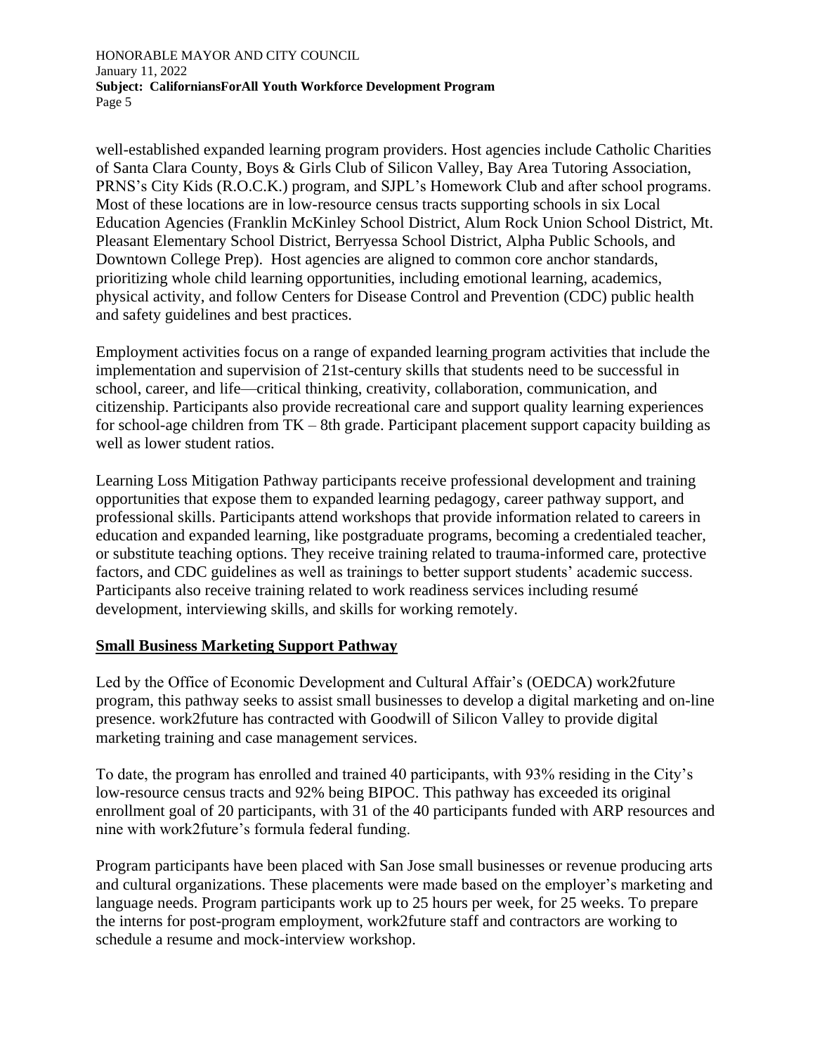well-established expanded learning program providers. Host agencies include Catholic Charities of Santa Clara County, Boys & Girls Club of Silicon Valley, Bay Area Tutoring Association, PRNS's City Kids (R.O.C.K.) program, and SJPL's Homework Club and after school programs. Most of these locations are in low-resource census tracts supporting schools in six Local Education Agencies (Franklin McKinley School District, Alum Rock Union School District, Mt. Pleasant Elementary School District, Berryessa School District, Alpha Public Schools, and Downtown College Prep). Host agencies are aligned to common core anchor standards, prioritizing whole child learning opportunities, including emotional learning, academics, physical activity, and follow Centers for Disease Control and Prevention (CDC) public health and safety guidelines and best practices.

Employment activities focus on a range of expanded learning program activities that include the implementation and supervision of 21st-century skills that students need to be successful in school, career, and life—critical thinking, creativity, collaboration, communication, and citizenship. Participants also provide recreational care and support quality learning experiences for school-age children from TK – 8th grade. Participant placement support capacity building as well as lower student ratios.

Learning Loss Mitigation Pathway participants receive professional development and training opportunities that expose them to expanded learning pedagogy, career pathway support, and professional skills. Participants attend workshops that provide information related to careers in education and expanded learning, like postgraduate programs, becoming a credentialed teacher, or substitute teaching options. They receive training related to trauma-informed care, protective factors, and CDC guidelines as well as trainings to better support students' academic success. Participants also receive training related to work readiness services including resumé development, interviewing skills, and skills for working remotely.

**Small Business Marketing Support Pathway**

Led by the Office of Economic Development and Cultural Affair's (OEDCA) work2future program, this pathway seeks to assist small businesses to develop a digital marketing and on-line presence. work2future has contracted with Goodwill of Silicon Valley to provide digital marketing training and case management services.

To date, the program has enrolled and trained 40 participants, with 93% residing in the City's low-resource census tracts and 92% being BIPOC. This pathway has exceeded its original enrollment goal of 20 participants, with 31 of the 40 participants funded with ARP resources and nine with work2future's formula federal funding.

Program participants have been placed with San Jose small businesses or revenue producing arts and cultural organizations. These placements were made based on the employer's marketing and language needs. Program participants work up to 25 hours per week, for 25 weeks. To prepare the interns for post-program employment, work2future staff and contractors are working to schedule a resume and mock-interview workshop.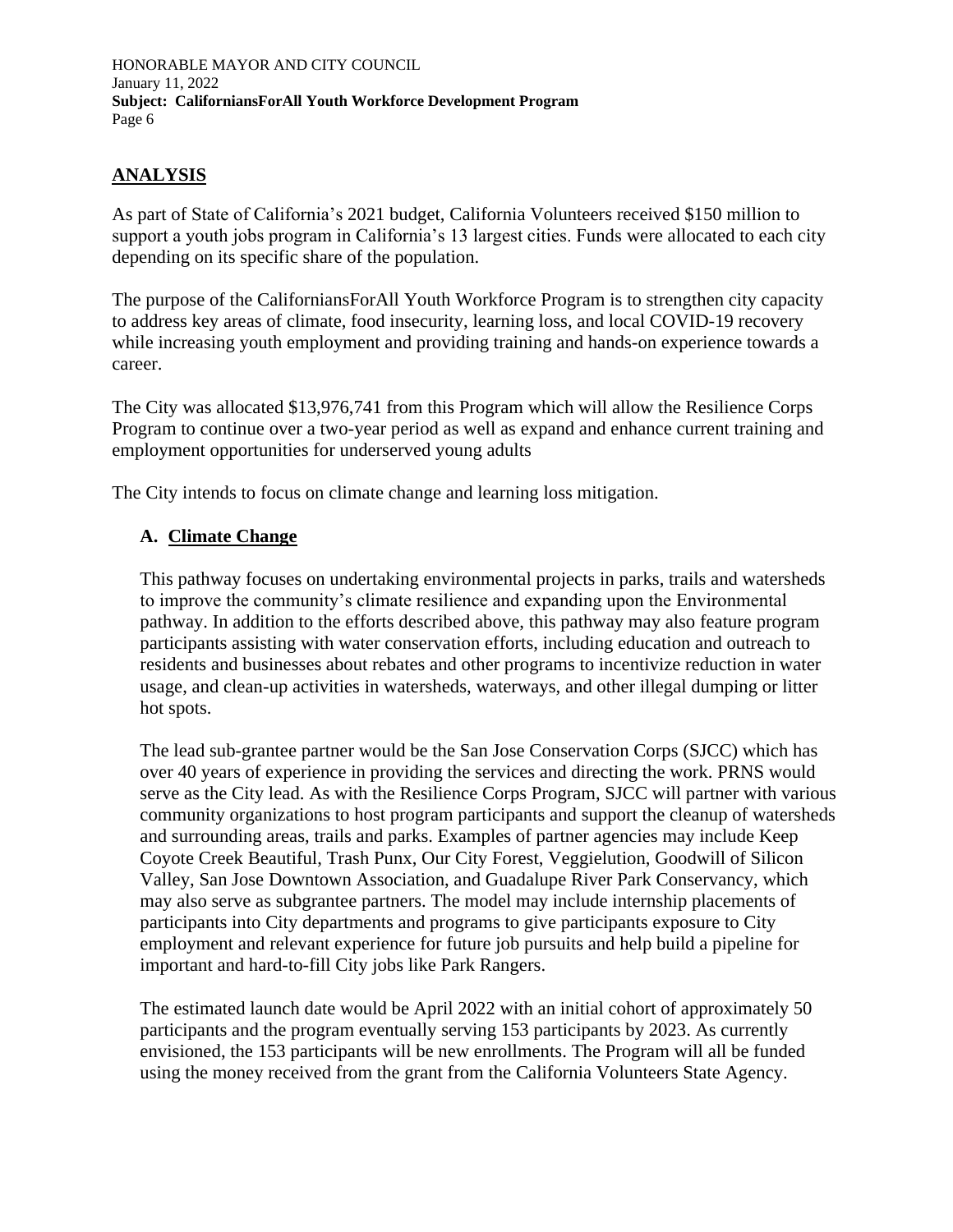## ANALYSIS

As part of State of California's 2021 budget, California Volunteers received $150 million to support a youth jobs program in California's 13 largest cities. Funds were allocated to each city depending on its specific share of the population.

The purpose of the CaliforniansForAll Youth Workforce Program is to strengthen city capacity to address key areas of climate, food insecurity, learning loss, and local COVID-19 recovery while increasing youth employment and providing training and hands-on experience towards a career.

The City was allocated $13,976,741 from this Program which will allow the Resilience Corps Program to continue over a two-year period as well as expand and enhance current training and employment opportunities for underserved young adults

The City intends to focus on climate change and learning loss mitigation.

### A. Climate Change

This pathway focuses on undertaking environmental projects in parks, trails and watersheds to improve the community's climate resilience and expanding upon the Environmental pathway. In addition to the efforts described above, this pathway may also feature program participants assisting with water conservation efforts, including education and outreach to residents and businesses about rebates and other programs to incentivize reduction in water usage, and clean-up activities in watersheds, waterways, and other illegal dumping or litter hot spots.

The lead sub-grantee partner would be the San Jose Conservation Corps (SJCC) which has over 40 years of experience in providing the services and directing the work. PRNS would serve as the City lead. As with the Resilience Corps Program, SJCC will partner with various community organizations to host program participants and support the cleanup of watersheds and surrounding areas, trails and parks. Examples of partner agencies may include Keep Coyote Creek Beautiful, Trash Punx, Our City Forest, Veggielution, Goodwill of Silicon Valley, San Jose Downtown Association, and Guadalupe River Park Conservancy, which may also serve as subgrantee partners. The model may include internship placements of participants into City departments and programs to give participants exposure to City employment and relevant experience for future job pursuits and help build a pipeline for important and hard-to-fill City jobs like Park Rangers.

The estimated launch date would be April 2022 with an initial cohort of approximately 50 participants and the program eventually serving 153 participants by 2023. As currently envisioned, the 153 participants will be new enrollments. The Program will all be funded using the money received from the grant from the California Volunteers State Agency.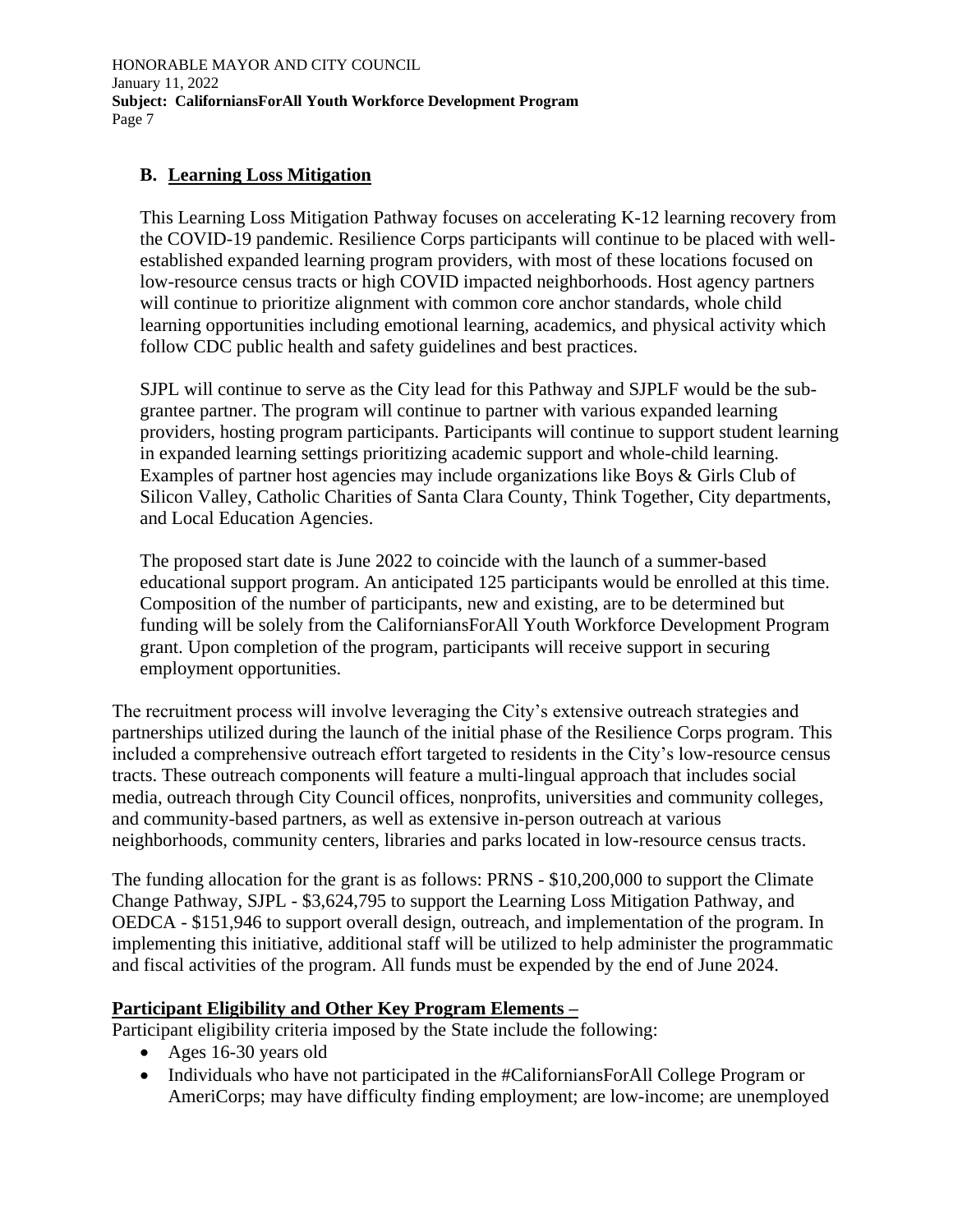### B. Learning Loss Mitigation

This Learning Loss Mitigation Pathway focuses on accelerating K-12 learning recovery from the COVID-19 pandemic. Resilience Corps participants will continue to be placed with well-established expanded learning program providers, with most of these locations focused on low-resource census tracts or high COVID impacted neighborhoods. Host agency partners will continue to prioritize alignment with common core anchor standards, whole child learning opportunities including emotional learning, academics, and physical activity which follow CDC public health and safety guidelines and best practices.

SJPL will continue to serve as the City lead for this Pathway and SJPLF would be the sub-grantee partner. The program will continue to partner with various expanded learning providers, hosting program participants. Participants will continue to support student learning in expanded learning settings prioritizing academic support and whole-child learning. Examples of partner host agencies may include organizations like Boys & Girls Club of Silicon Valley, Catholic Charities of Santa Clara County, Think Together, City departments, and Local Education Agencies.

The proposed start date is June 2022 to coincide with the launch of a summer-based educational support program. An anticipated 125 participants would be enrolled at this time. Composition of the number of participants, new and existing, are to be determined but funding will be solely from the CaliforniansForAll Youth Workforce Development Program grant. Upon completion of the program, participants will receive support in securing employment opportunities.

The recruitment process will involve leveraging the City's extensive outreach strategies and partnerships utilized during the launch of the initial phase of the Resilience Corps program. This included a comprehensive outreach effort targeted to residents in the City's low-resource census tracts. These outreach components will feature a multi-lingual approach that includes social media, outreach through City Council offices, nonprofits, universities and community colleges, and community-based partners, as well as extensive in-person outreach at various neighborhoods, community centers, libraries and parks located in low-resource census tracts.

The funding allocation for the grant is as follows: PRNS - $10,200,000 to support the Climate Change Pathway, SJPL - $3,624,795 to support the Learning Loss Mitigation Pathway, and OEDCA - $151,946 to support overall design, outreach, and implementation of the program. In implementing this initiative, additional staff will be utilized to help administer the programmatic and fiscal activities of the program. All funds must be expended by the end of June 2024.

**Participant Eligibility and Other Key Program Elements –**

Participant eligibility criteria imposed by the State include the following:

- Ages 16-30 years old
- Individuals who have not participated in the #CaliforniansForAll College Program or AmeriCorps; may have difficulty finding employment; are low-income; are unemployed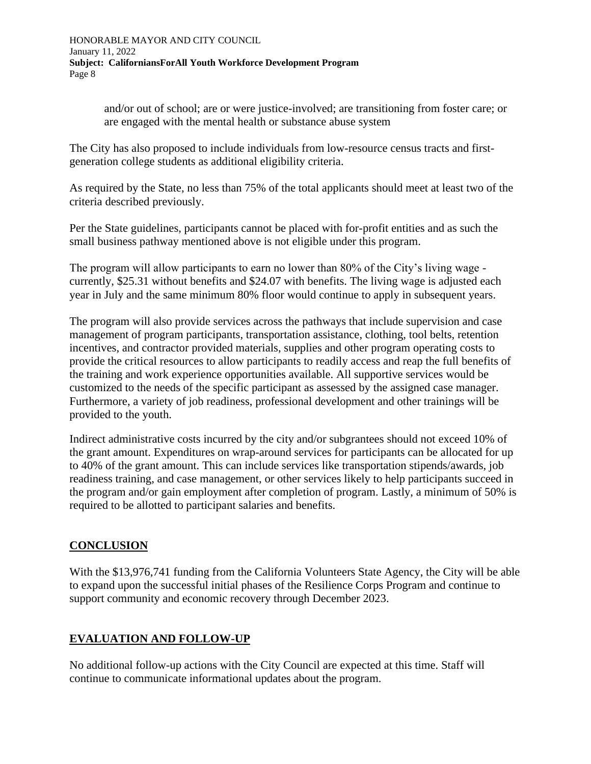and/or out of school; are or were justice-involved; are transitioning from foster care; or are engaged with the mental health or substance abuse system

The City has also proposed to include individuals from low-resource census tracts and first-generation college students as additional eligibility criteria.

As required by the State, no less than 75% of the total applicants should meet at least two of the criteria described previously.

Per the State guidelines, participants cannot be placed with for-profit entities and as such the small business pathway mentioned above is not eligible under this program.

The program will allow participants to earn no lower than 80% of the City's living wage - currently, $25.31 without benefits and $24.07 with benefits. The living wage is adjusted each year in July and the same minimum 80% floor would continue to apply in subsequent years.

The program will also provide services across the pathways that include supervision and case management of program participants, transportation assistance, clothing, tool belts, retention incentives, and contractor provided materials, supplies and other program operating costs to provide the critical resources to allow participants to readily access and reap the full benefits of the training and work experience opportunities available. All supportive services would be customized to the needs of the specific participant as assessed by the assigned case manager. Furthermore, a variety of job readiness, professional development and other trainings will be provided to the youth.

Indirect administrative costs incurred by the city and/or subgrantees should not exceed 10% of the grant amount. Expenditures on wrap-around services for participants can be allocated for up to 40% of the grant amount. This can include services like transportation stipends/awards, job readiness training, and case management, or other services likely to help participants succeed in the program and/or gain employment after completion of program. Lastly, a minimum of 50% is required to be allotted to participant salaries and benefits.

## CONCLUSION

With the $13,976,741 funding from the California Volunteers State Agency, the City will be able to expand upon the successful initial phases of the Resilience Corps Program and continue to support community and economic recovery through December 2023.

## EVALUATION AND FOLLOW-UP

No additional follow-up actions with the City Council are expected at this time. Staff will continue to communicate informational updates about the program.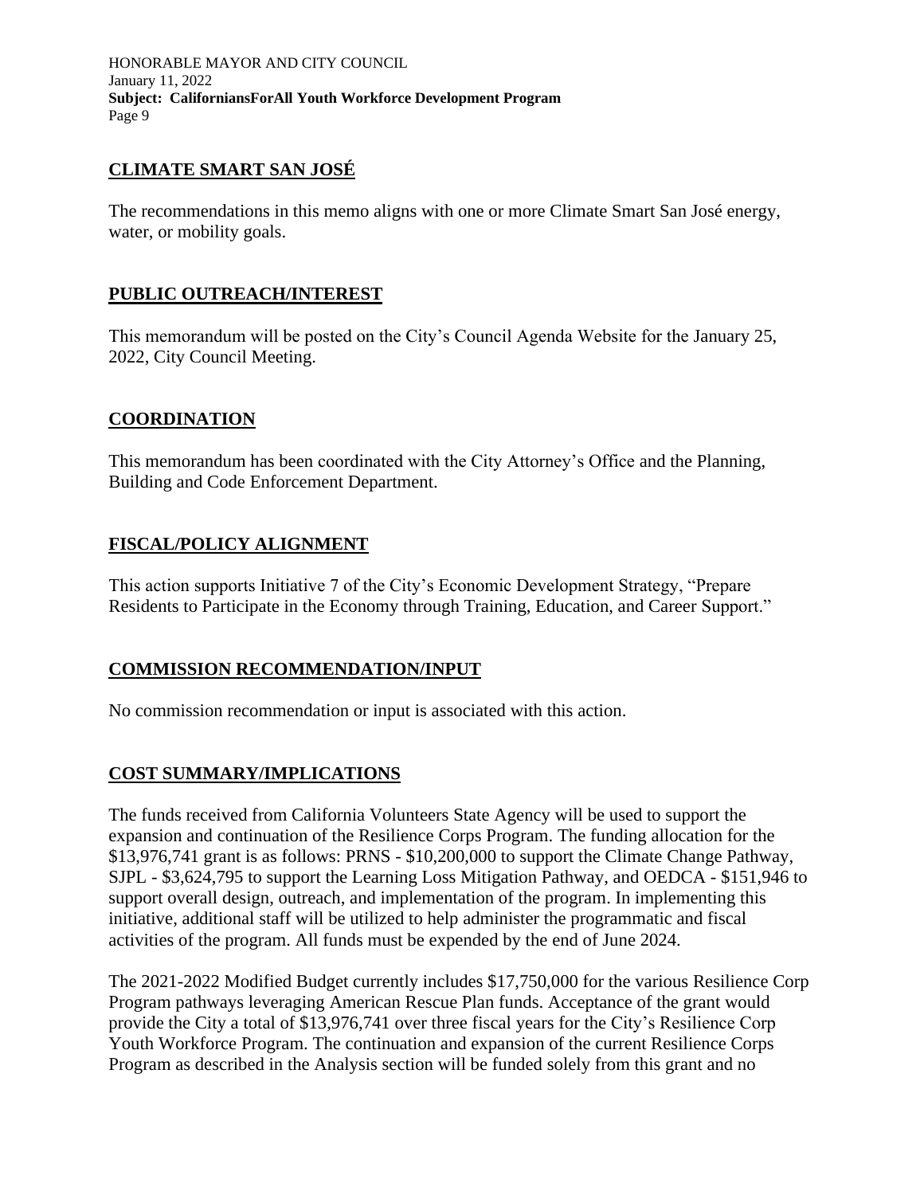## CLIMATE SMART SAN JOSÉ

The recommendations in this memo aligns with one or more Climate Smart San José energy, water, or mobility goals.

## PUBLIC OUTREACH/INTEREST

This memorandum will be posted on the City's Council Agenda Website for the January 25, 2022, City Council Meeting.

## COORDINATION

This memorandum has been coordinated with the City Attorney's Office and the Planning, Building and Code Enforcement Department.

## FISCAL/POLICY ALIGNMENT

This action supports Initiative 7 of the City's Economic Development Strategy, "Prepare Residents to Participate in the Economy through Training, Education, and Career Support."

## COMMISSION RECOMMENDATION/INPUT

No commission recommendation or input is associated with this action.

## COST SUMMARY/IMPLICATIONS

The funds received from California Volunteers State Agency will be used to support the expansion and continuation of the Resilience Corps Program. The funding allocation for the $13,976,741 grant is as follows: PRNS - $10,200,000 to support the Climate Change Pathway, SJPL - $3,624,795 to support the Learning Loss Mitigation Pathway, and OEDCA - $151,946 to support overall design, outreach, and implementation of the program. In implementing this initiative, additional staff will be utilized to help administer the programmatic and fiscal activities of the program. All funds must be expended by the end of June 2024.

The 2021-2022 Modified Budget currently includes $17,750,000 for the various Resilience Corp Program pathways leveraging American Rescue Plan funds. Acceptance of the grant would provide the City a total of $13,976,741 over three fiscal years for the City's Resilience Corp Youth Workforce Program. The continuation and expansion of the current Resilience Corps Program as described in the Analysis section will be funded solely from this grant and no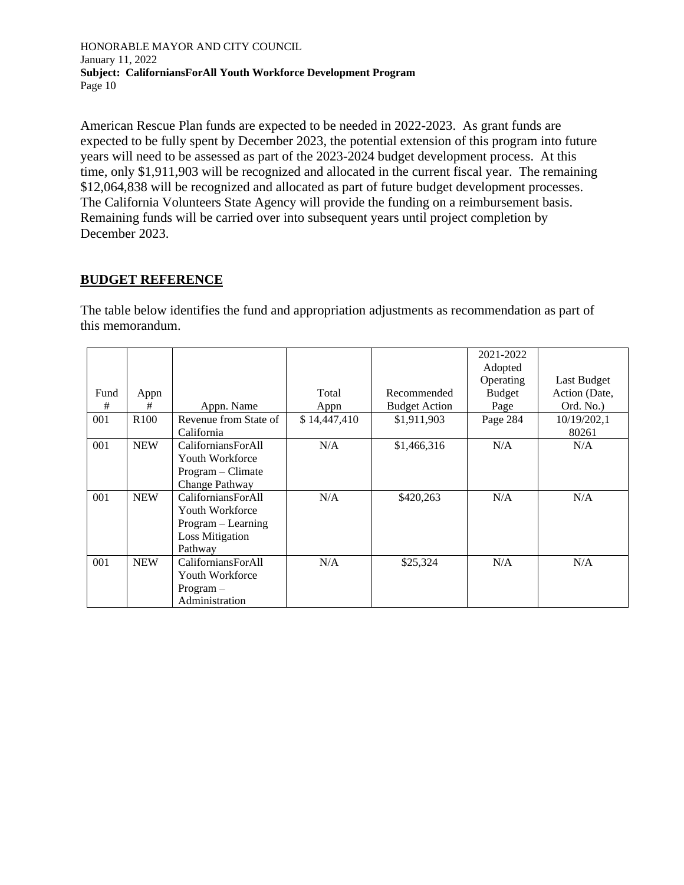American Rescue Plan funds are expected to be needed in 2022-2023. As grant funds are expected to be fully spent by December 2023, the potential extension of this program into future years will need to be assessed as part of the 2023-2024 budget development process. At this time, only $1,911,903 will be recognized and allocated in the current fiscal year. The remaining $12,064,838 will be recognized and allocated as part of future budget development processes. The California Volunteers State Agency will provide the funding on a reimbursement basis. Remaining funds will be carried over into subsequent years until project completion by December 2023.

## BUDGET REFERENCE

The table below identifies the fund and appropriation adjustments as recommendation as part of this memorandum.

| Fund # | Appn # | Appn. Name | Total Appn | Recommended Budget Action | 2021-2022 Adopted Operating Budget Page | Last Budget Action (Date, Ord. No.) |
|---|---|---|---|---|---|---|
| 001 | R100 | Revenue from State of California | $ 14,447,410 | $1,911,903 | Page 284 | 10/19/202,1 80261 |
| 001 | NEW | CaliforniansForAll Youth Workforce Program – Climate Change Pathway | N/A | $1,466,316 | N/A | N/A |
| 001 | NEW | CaliforniansForAll Youth Workforce Program – Learning Loss Mitigation Pathway | N/A | $420,263 | N/A | N/A |
| 001 | NEW | CaliforniansForAll Youth Workforce Program – Administration | N/A | $25,324 | N/A | N/A |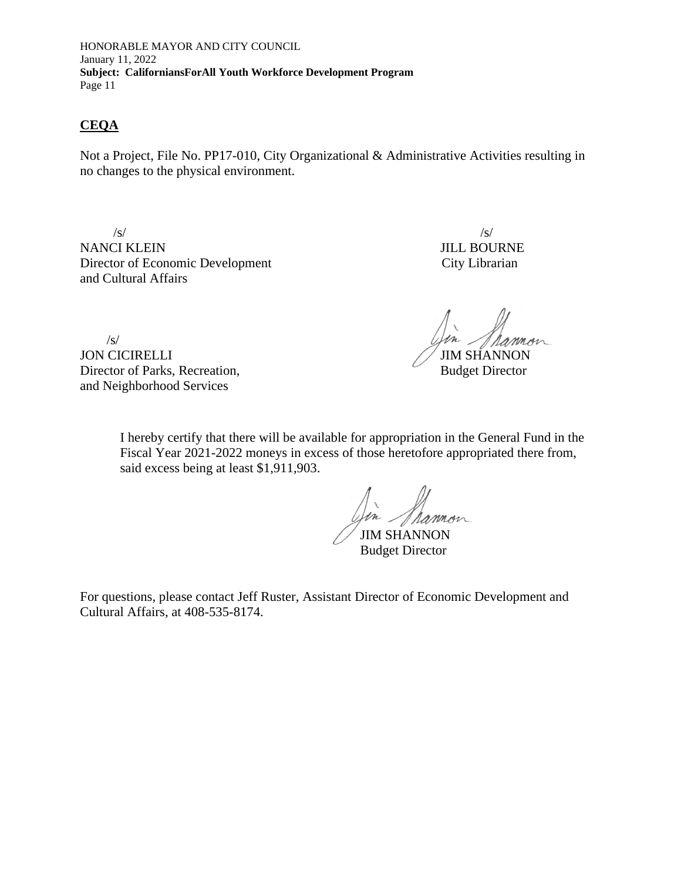## CEQA

Not a Project, File No. PP17-010, City Organizational & Administrative Activities resulting in no changes to the physical environment.

/s/
NANCI KLEIN
Director of Economic Development and Cultural Affairs

/s/
JILL BOURNE
City Librarian

/s/
JON CICIRELLI
Director of Parks, Recreation, and Neighborhood Services

JIM SHANNON
Budget Director

I hereby certify that there will be available for appropriation in the General Fund in the Fiscal Year 2021-2022 moneys in excess of those heretofore appropriated there from, said excess being at least $1,911,903.

JIM SHANNON
Budget Director

For questions, please contact Jeff Ruster, Assistant Director of Economic Development and Cultural Affairs, at 408-535-8174.